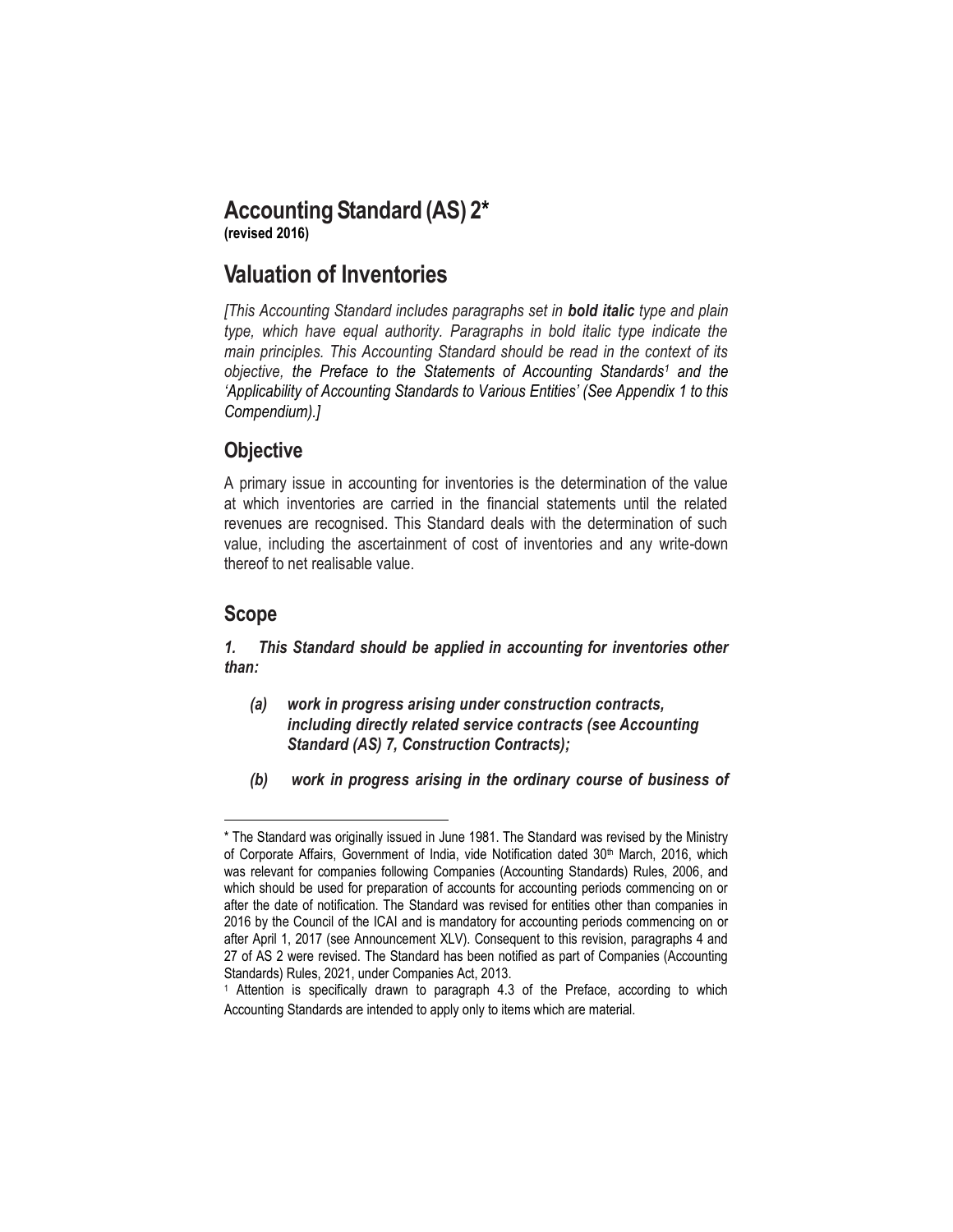# Accounting Standard (AS) 2*

**(revised 2016)**

# Valuation of Inventories

*[This Accounting Standard includes paragraphs set in **bold italic** type and plain type, which have equal authority. Paragraphs in bold italic type indicate the main principles. This Accounting Standard should be read in the context of its objective, the Preface to the Statements of Accounting Standards[1] and the 'Applicability of Accounting Standards to Various Entities' (See Appendix 1 to this Compendium).]*

## Objective

A primary issue in accounting for inventories is the determination of the value at which inventories are carried in the financial statements until the related revenues are recognised. This Standard deals with the determination of such value, including the ascertainment of cost of inventories and any write-down thereof to net realisable value.

## Scope

***1. This Standard should be applied in accounting for inventories other than:***

- ***(a) work in progress arising under construction contracts, including directly related service contracts (see Accounting Standard (AS) 7, Construction Contracts);***
- ***(b) work in progress arising in the ordinary course of business of***

---

\* The Standard was originally issued in June 1981. The Standard was revised by the Ministry of Corporate Affairs, Government of India, vide Notification dated 30th March, 2016, which was relevant for companies following Companies (Accounting Standards) Rules, 2006, and which should be used for preparation of accounts for accounting periods commencing on or after the date of notification. The Standard was revised for entities other than companies in 2016 by the Council of the ICAI and is mandatory for accounting periods commencing on or after April 1, 2017 (see Announcement XLV). Consequent to this revision, paragraphs 4 and 27 of AS 2 were revised. The Standard has been notified as part of Companies (Accounting Standards) Rules, 2021, under Companies Act, 2013.

[1] Attention is specifically drawn to paragraph 4.3 of the Preface, according to which Accounting Standards are intended to apply only to items which are material.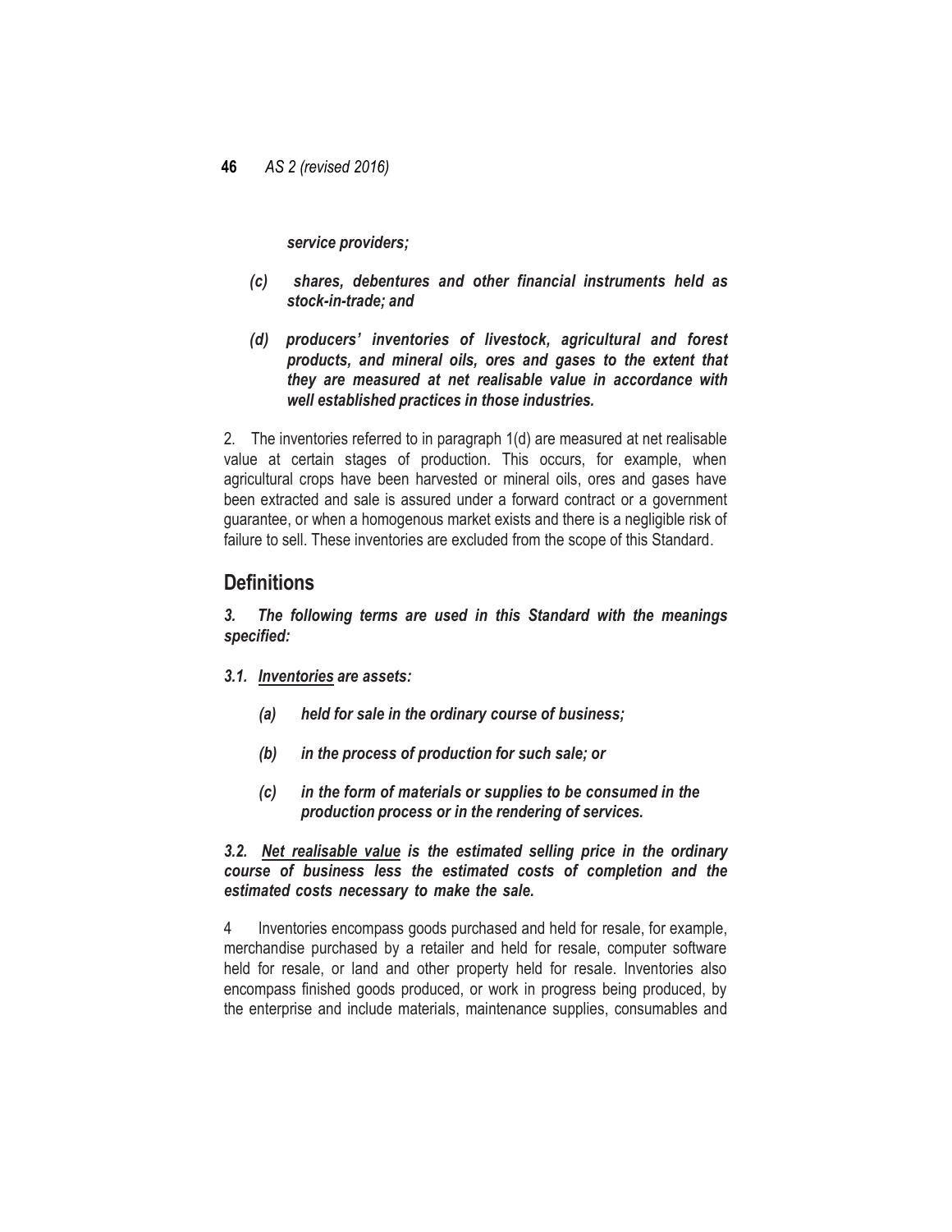*service providers;*

*(c) shares, debentures and other financial instruments held as stock-in-trade; and*

*(d) producers' inventories of livestock, agricultural and forest products, and mineral oils, ores and gases to the extent that they are measured at net realisable value in accordance with well established practices in those industries.*

2. The inventories referred to in paragraph 1(d) are measured at net realisable value at certain stages of production. This occurs, for example, when agricultural crops have been harvested or mineral oils, ores and gases have been extracted and sale is assured under a forward contract or a government guarantee, or when a homogenous market exists and there is a negligible risk of failure to sell. These inventories are excluded from the scope of this Standard.

## Definitions

***3. The following terms are used in this Standard with the meanings specified:***

***3.1. <u>Inventories</u> are assets:***

***(a) held for sale in the ordinary course of business;***

***(b) in the process of production for such sale; or***

***(c) in the form of materials or supplies to be consumed in the production process or in the rendering of services.***

***3.2. <u>Net realisable value</u> is the estimated selling price in the ordinary course of business less the estimated costs of completion and the estimated costs necessary to make the sale.***

4 Inventories encompass goods purchased and held for resale, for example, merchandise purchased by a retailer and held for resale, computer software held for resale, or land and other property held for resale. Inventories also encompass finished goods produced, or work in progress being produced, by the enterprise and include materials, maintenance supplies, consumables and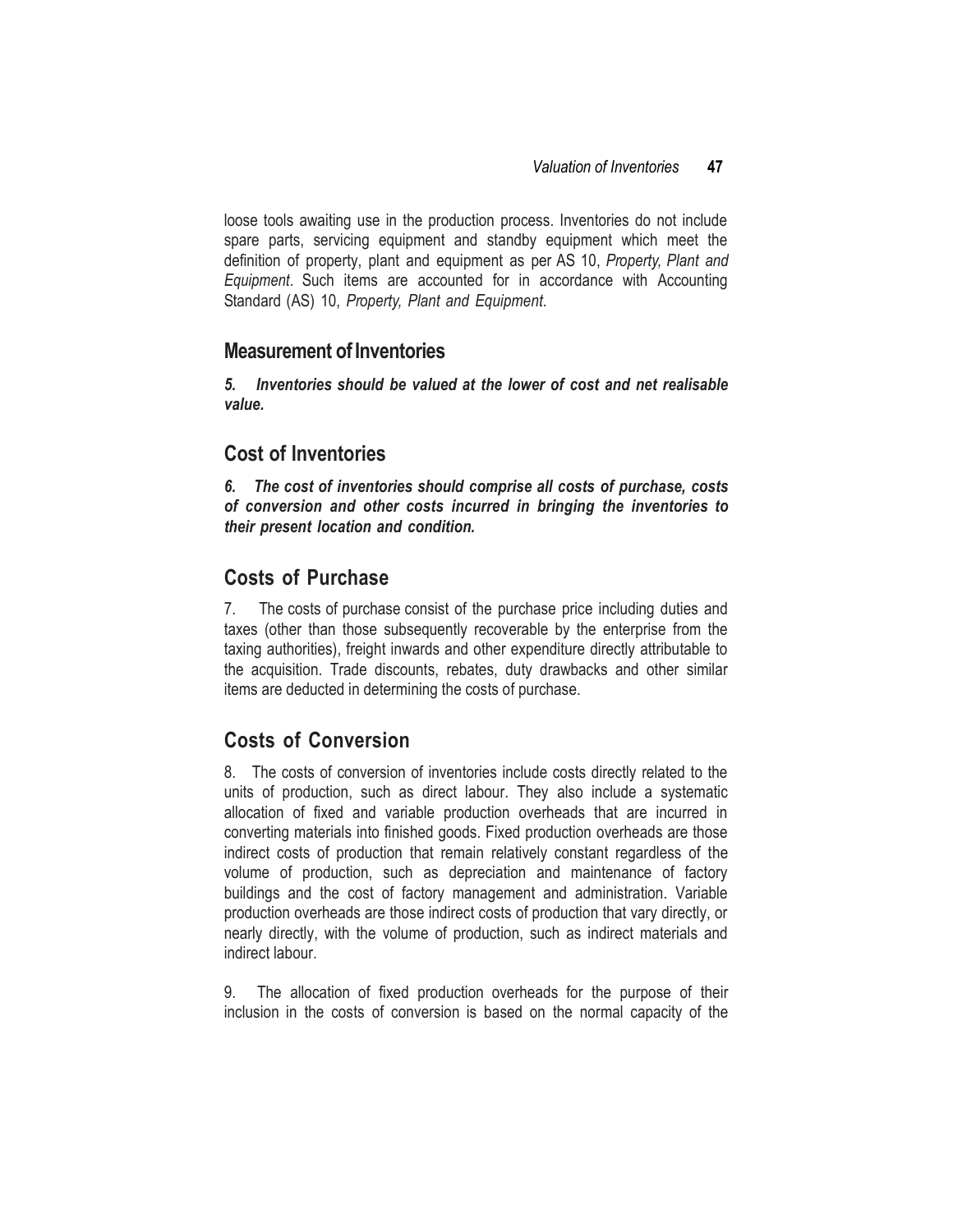loose tools awaiting use in the production process. Inventories do not include spare parts, servicing equipment and standby equipment which meet the definition of property, plant and equipment as per AS 10, *Property, Plant and Equipment*. Such items are accounted for in accordance with Accounting Standard (AS) 10, *Property, Plant and Equipment*.

## Measurement of Inventories

***5. Inventories should be valued at the lower of cost and net realisable value.***

## Cost of Inventories

***6. The cost of inventories should comprise all costs of purchase, costs of conversion and other costs incurred in bringing the inventories to their present location and condition.***

## Costs of Purchase

7. The costs of purchase consist of the purchase price including duties and taxes (other than those subsequently recoverable by the enterprise from the taxing authorities), freight inwards and other expenditure directly attributable to the acquisition. Trade discounts, rebates, duty drawbacks and other similar items are deducted in determining the costs of purchase.

## Costs of Conversion

8. The costs of conversion of inventories include costs directly related to the units of production, such as direct labour. They also include a systematic allocation of fixed and variable production overheads that are incurred in converting materials into finished goods. Fixed production overheads are those indirect costs of production that remain relatively constant regardless of the volume of production, such as depreciation and maintenance of factory buildings and the cost of factory management and administration. Variable production overheads are those indirect costs of production that vary directly, or nearly directly, with the volume of production, such as indirect materials and indirect labour.

9. The allocation of fixed production overheads for the purpose of their inclusion in the costs of conversion is based on the normal capacity of the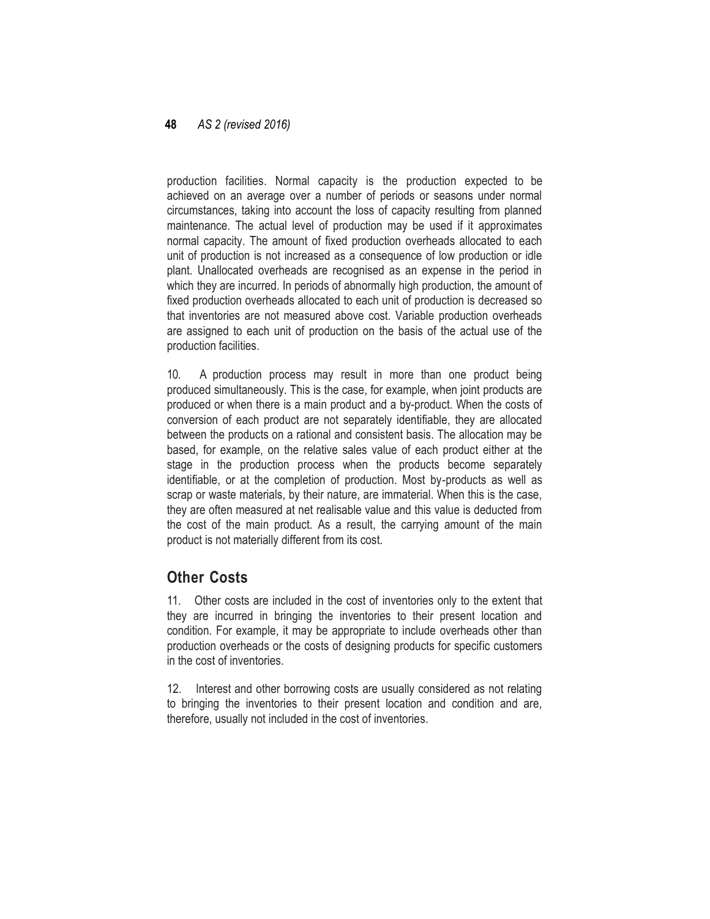production facilities. Normal capacity is the production expected to be achieved on an average over a number of periods or seasons under normal circumstances, taking into account the loss of capacity resulting from planned maintenance. The actual level of production may be used if it approximates normal capacity. The amount of fixed production overheads allocated to each unit of production is not increased as a consequence of low production or idle plant. Unallocated overheads are recognised as an expense in the period in which they are incurred. In periods of abnormally high production, the amount of fixed production overheads allocated to each unit of production is decreased so that inventories are not measured above cost. Variable production overheads are assigned to each unit of production on the basis of the actual use of the production facilities.

10. A production process may result in more than one product being produced simultaneously. This is the case, for example, when joint products are produced or when there is a main product and a by-product. When the costs of conversion of each product are not separately identifiable, they are allocated between the products on a rational and consistent basis. The allocation may be based, for example, on the relative sales value of each product either at the stage in the production process when the products become separately identifiable, or at the completion of production. Most by-products as well as scrap or waste materials, by their nature, are immaterial. When this is the case, they are often measured at net realisable value and this value is deducted from the cost of the main product. As a result, the carrying amount of the main product is not materially different from its cost.

## Other Costs

11. Other costs are included in the cost of inventories only to the extent that they are incurred in bringing the inventories to their present location and condition. For example, it may be appropriate to include overheads other than production overheads or the costs of designing products for specific customers in the cost of inventories.

12. Interest and other borrowing costs are usually considered as not relating to bringing the inventories to their present location and condition and are, therefore, usually not included in the cost of inventories.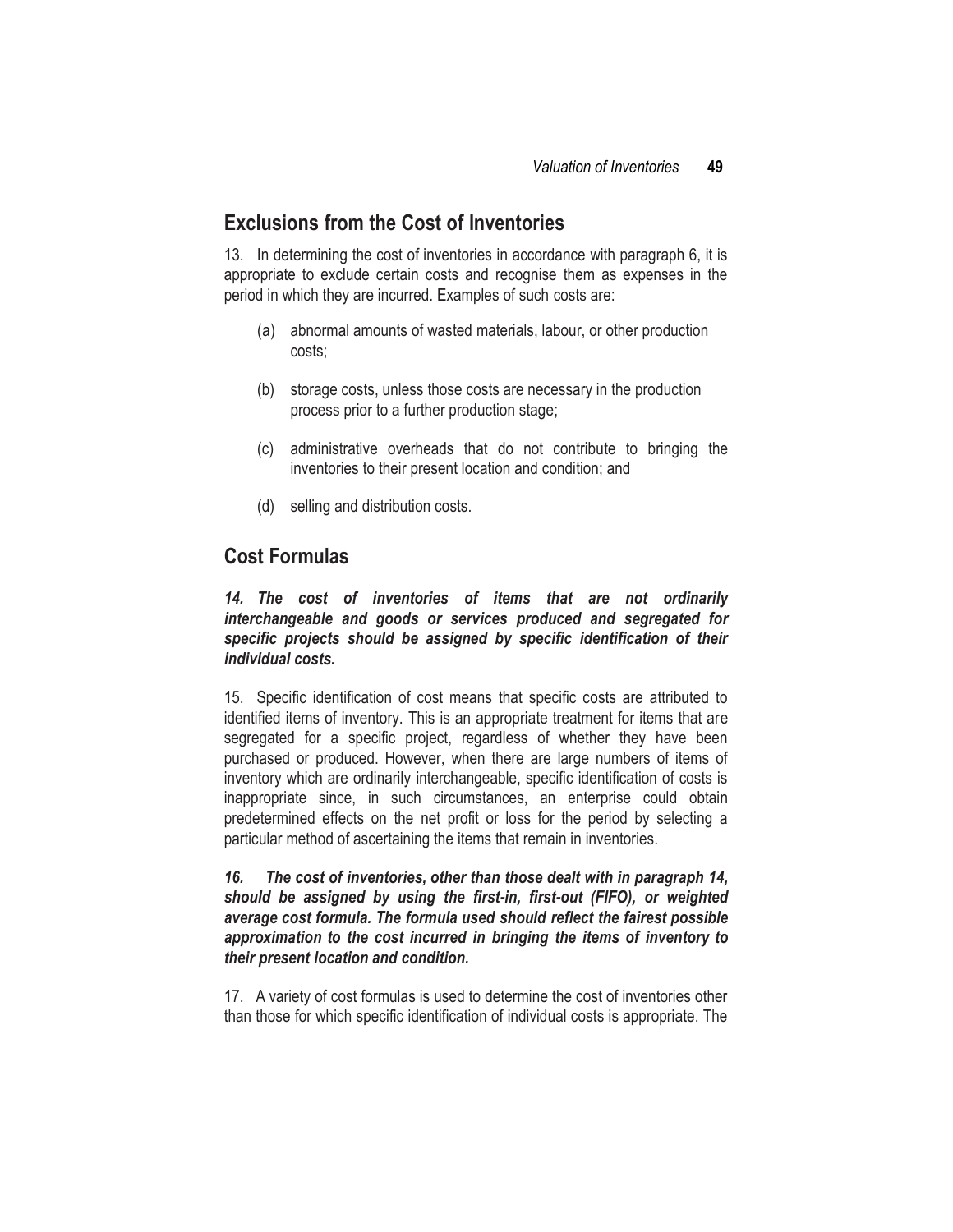## Exclusions from the Cost of Inventories

13. In determining the cost of inventories in accordance with paragraph 6, it is appropriate to exclude certain costs and recognise them as expenses in the period in which they are incurred. Examples of such costs are:

(a) abnormal amounts of wasted materials, labour, or other production costs;

(b) storage costs, unless those costs are necessary in the production process prior to a further production stage;

(c) administrative overheads that do not contribute to bringing the inventories to their present location and condition; and

(d) selling and distribution costs.

## Cost Formulas

***14. The cost of inventories of items that are not ordinarily interchangeable and goods or services produced and segregated for specific projects should be assigned by specific identification of their individual costs.***

15. Specific identification of cost means that specific costs are attributed to identified items of inventory. This is an appropriate treatment for items that are segregated for a specific project, regardless of whether they have been purchased or produced. However, when there are large numbers of items of inventory which are ordinarily interchangeable, specific identification of costs is inappropriate since, in such circumstances, an enterprise could obtain predetermined effects on the net profit or loss for the period by selecting a particular method of ascertaining the items that remain in inventories.

***16. The cost of inventories, other than those dealt with in paragraph 14, should be assigned by using the first-in, first-out (FIFO), or weighted average cost formula. The formula used should reflect the fairest possible approximation to the cost incurred in bringing the items of inventory to their present location and condition.***

17. A variety of cost formulas is used to determine the cost of inventories other than those for which specific identification of individual costs is appropriate. The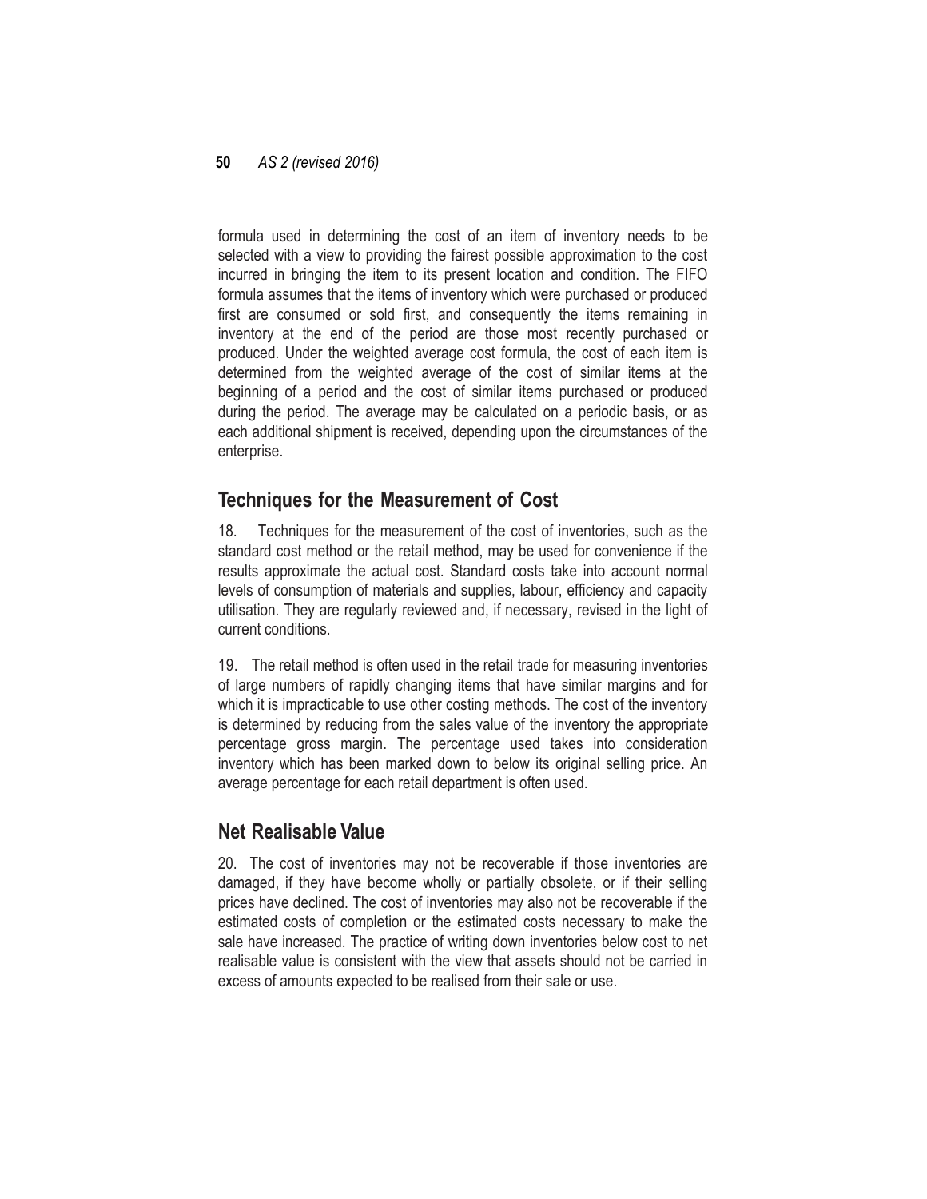formula used in determining the cost of an item of inventory needs to be selected with a view to providing the fairest possible approximation to the cost incurred in bringing the item to its present location and condition. The FIFO formula assumes that the items of inventory which were purchased or produced first are consumed or sold first, and consequently the items remaining in inventory at the end of the period are those most recently purchased or produced. Under the weighted average cost formula, the cost of each item is determined from the weighted average of the cost of similar items at the beginning of a period and the cost of similar items purchased or produced during the period. The average may be calculated on a periodic basis, or as each additional shipment is received, depending upon the circumstances of the enterprise.

## Techniques for the Measurement of Cost

18. Techniques for the measurement of the cost of inventories, such as the standard cost method or the retail method, may be used for convenience if the results approximate the actual cost. Standard costs take into account normal levels of consumption of materials and supplies, labour, efficiency and capacity utilisation. They are regularly reviewed and, if necessary, revised in the light of current conditions.

19. The retail method is often used in the retail trade for measuring inventories of large numbers of rapidly changing items that have similar margins and for which it is impracticable to use other costing methods. The cost of the inventory is determined by reducing from the sales value of the inventory the appropriate percentage gross margin. The percentage used takes into consideration inventory which has been marked down to below its original selling price. An average percentage for each retail department is often used.

## Net Realisable Value

20. The cost of inventories may not be recoverable if those inventories are damaged, if they have become wholly or partially obsolete, or if their selling prices have declined. The cost of inventories may also not be recoverable if the estimated costs of completion or the estimated costs necessary to make the sale have increased. The practice of writing down inventories below cost to net realisable value is consistent with the view that assets should not be carried in excess of amounts expected to be realised from their sale or use.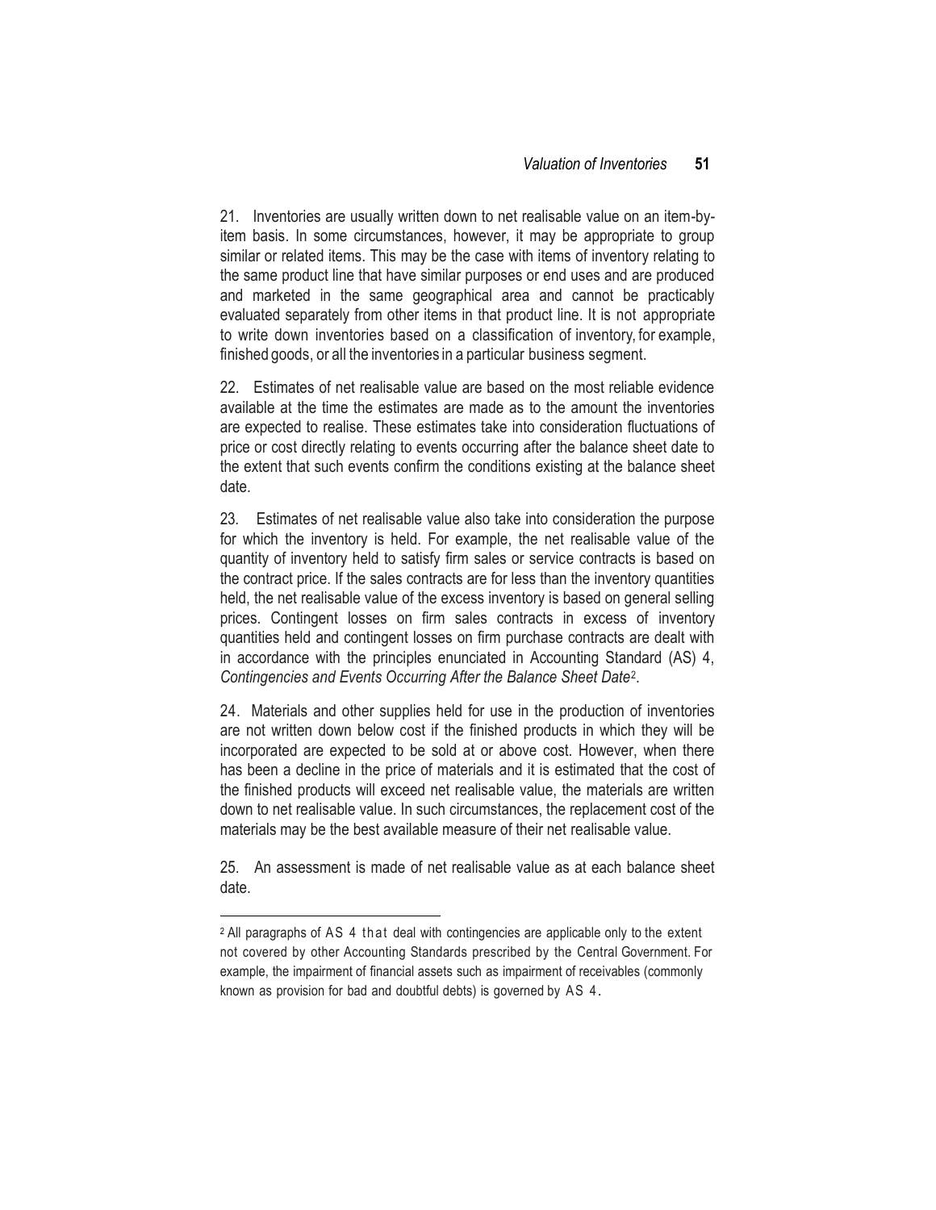21. Inventories are usually written down to net realisable value on an item-by-item basis. In some circumstances, however, it may be appropriate to group similar or related items. This may be the case with items of inventory relating to the same product line that have similar purposes or end uses and are produced and marketed in the same geographical area and cannot be practicably evaluated separately from other items in that product line. It is not appropriate to write down inventories based on a classification of inventory, for example, finished goods, or all the inventories in a particular business segment.

22. Estimates of net realisable value are based on the most reliable evidence available at the time the estimates are made as to the amount the inventories are expected to realise. These estimates take into consideration fluctuations of price or cost directly relating to events occurring after the balance sheet date to the extent that such events confirm the conditions existing at the balance sheet date.

23. Estimates of net realisable value also take into consideration the purpose for which the inventory is held. For example, the net realisable value of the quantity of inventory held to satisfy firm sales or service contracts is based on the contract price. If the sales contracts are for less than the inventory quantities held, the net realisable value of the excess inventory is based on general selling prices. Contingent losses on firm sales contracts in excess of inventory quantities held and contingent losses on firm purchase contracts are dealt with in accordance with the principles enunciated in Accounting Standard (AS) 4, *Contingencies and Events Occurring After the Balance Sheet Date*[2].

24. Materials and other supplies held for use in the production of inventories are not written down below cost if the finished products in which they will be incorporated are expected to be sold at or above cost. However, when there has been a decline in the price of materials and it is estimated that the cost of the finished products will exceed net realisable value, the materials are written down to net realisable value. In such circumstances, the replacement cost of the materials may be the best available measure of their net realisable value.

25. An assessment is made of net realisable value as at each balance sheet date.

---

[2] All paragraphs of AS 4 that deal with contingencies are applicable only to the extent not covered by other Accounting Standards prescribed by the Central Government. For example, the impairment of financial assets such as impairment of receivables (commonly known as provision for bad and doubtful debts) is governed by AS 4.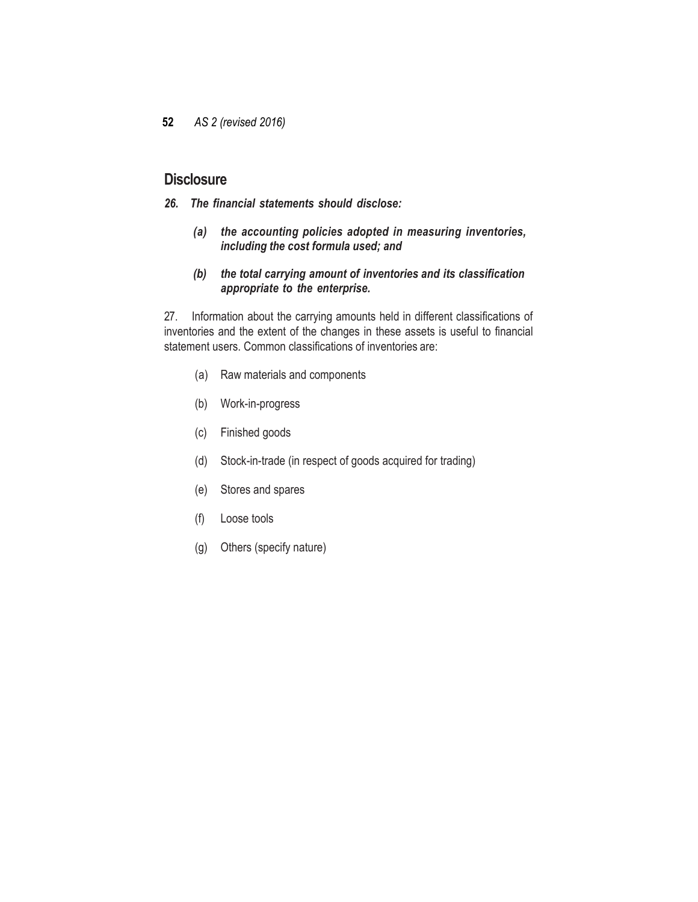## Disclosure

***26. The financial statements should disclose:***

> ***(a) the accounting policies adopted in measuring inventories, including the cost formula used; and***
>
> ***(b) the total carrying amount of inventories and its classification appropriate to the enterprise.***

27. Information about the carrying amounts held in different classifications of inventories and the extent of the changes in these assets is useful to financial statement users. Common classifications of inventories are:

- (a) Raw materials and components
- (b) Work-in-progress
- (c) Finished goods
- (d) Stock-in-trade (in respect of goods acquired for trading)
- (e) Stores and spares
- (f) Loose tools
- (g) Others (specify nature)